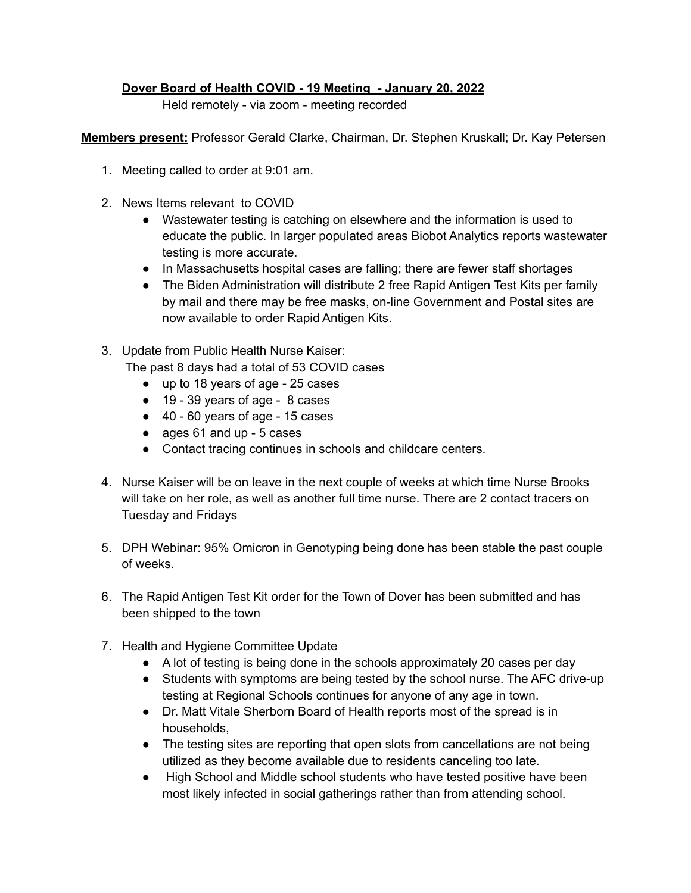**<u>Dover Board of Health COVID - 19 Meeting - January 20, 2022</u>**

Held remotely - via zoom - meeting recorded

**<u>Members present:</u>** Professor Gerald Clarke, Chairman, Dr. Stephen Kruskall; Dr. Kay Petersen

1. Meeting called to order at 9:01 am.

2. News Items relevant to COVID
    - Wastewater testing is catching on elsewhere and the information is used to educate the public. In larger populated areas Biobot Analytics reports wastewater testing is more accurate.
    - In Massachusetts hospital cases are falling; there are fewer staff shortages
    - The Biden Administration will distribute 2 free Rapid Antigen Test Kits per family by mail and there may be free masks, on-line Government and Postal sites are now available to order Rapid Antigen Kits.

3. Update from Public Health Nurse Kaiser:
   The past 8 days had a total of 53 COVID cases
    - up to 18 years of age - 25 cases
    - 19 - 39 years of age - 8 cases
    - 40 - 60 years of age - 15 cases
    - ages 61 and up - 5 cases
    - Contact tracing continues in schools and childcare centers.

4. Nurse Kaiser will be on leave in the next couple of weeks at which time Nurse Brooks will take on her role, as well as another full time nurse. There are 2 contact tracers on Tuesday and Fridays

5. DPH Webinar: 95% Omicron in Genotyping being done has been stable the past couple of weeks.

6. The Rapid Antigen Test Kit order for the Town of Dover has been submitted and has been shipped to the town

7. Health and Hygiene Committee Update
    - A lot of testing is being done in the schools approximately 20 cases per day
    - Students with symptoms are being tested by the school nurse. The AFC drive-up testing at Regional Schools continues for anyone of any age in town.
    - Dr. Matt Vitale Sherborn Board of Health reports most of the spread is in households,
    - The testing sites are reporting that open slots from cancellations are not being utilized as they become available due to residents canceling too late.
    - High School and Middle school students who have tested positive have been most likely infected in social gatherings rather than from attending school.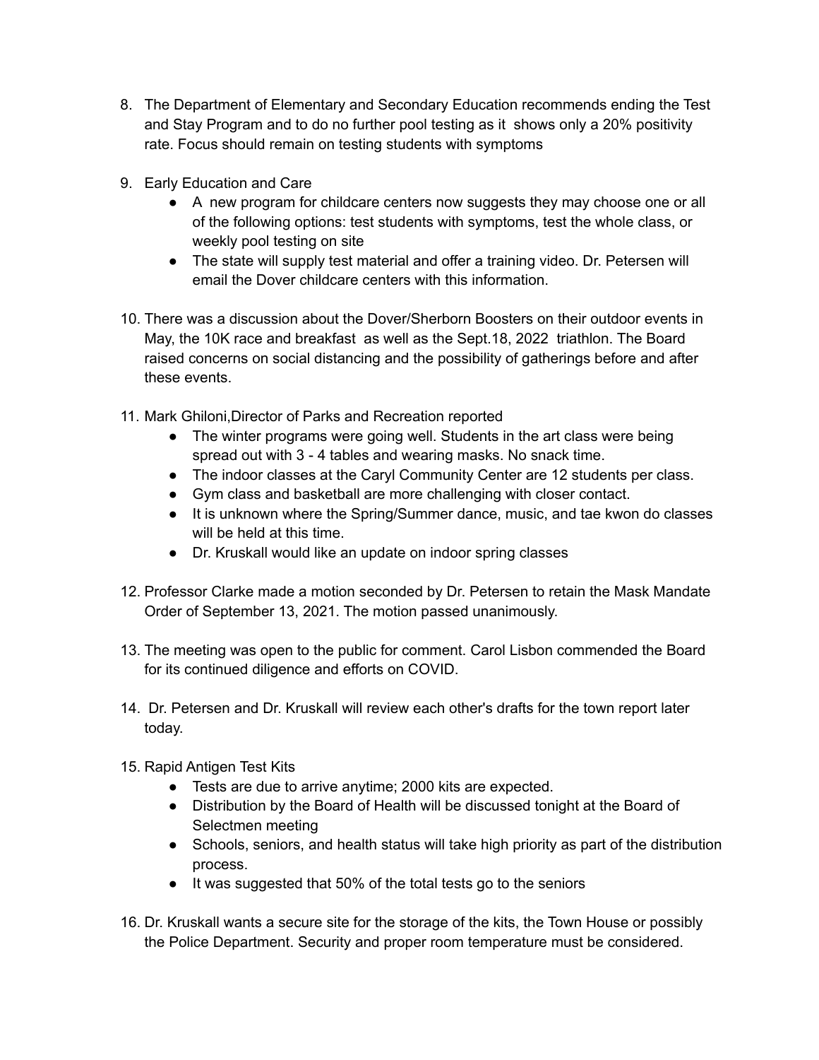8. The Department of Elementary and Secondary Education recommends ending the Test and Stay Program and to do no further pool testing as it shows only a 20% positivity rate. Focus should remain on testing students with symptoms

9. Early Education and Care
   - A new program for childcare centers now suggests they may choose one or all of the following options: test students with symptoms, test the whole class, or weekly pool testing on site
   - The state will supply test material and offer a training video. Dr. Petersen will email the Dover childcare centers with this information.

10. There was a discussion about the Dover/Sherborn Boosters on their outdoor events in May, the 10K race and breakfast as well as the Sept.18, 2022 triathlon. The Board raised concerns on social distancing and the possibility of gatherings before and after these events.

11. Mark Ghiloni,Director of Parks and Recreation reported
    - The winter programs were going well. Students in the art class were being spread out with 3 - 4 tables and wearing masks. No snack time.
    - The indoor classes at the Caryl Community Center are 12 students per class.
    - Gym class and basketball are more challenging with closer contact.
    - It is unknown where the Spring/Summer dance, music, and tae kwon do classes will be held at this time.
    - Dr. Kruskall would like an update on indoor spring classes

12. Professor Clarke made a motion seconded by Dr. Petersen to retain the Mask Mandate Order of September 13, 2021. The motion passed unanimously.

13. The meeting was open to the public for comment. Carol Lisbon commended the Board for its continued diligence and efforts on COVID.

14. Dr. Petersen and Dr. Kruskall will review each other's drafts for the town report later today.

15. Rapid Antigen Test Kits
    - Tests are due to arrive anytime; 2000 kits are expected.
    - Distribution by the Board of Health will be discussed tonight at the Board of Selectmen meeting
    - Schools, seniors, and health status will take high priority as part of the distribution process.
    - It was suggested that 50% of the total tests go to the seniors

16. Dr. Kruskall wants a secure site for the storage of the kits, the Town House or possibly the Police Department. Security and proper room temperature must be considered.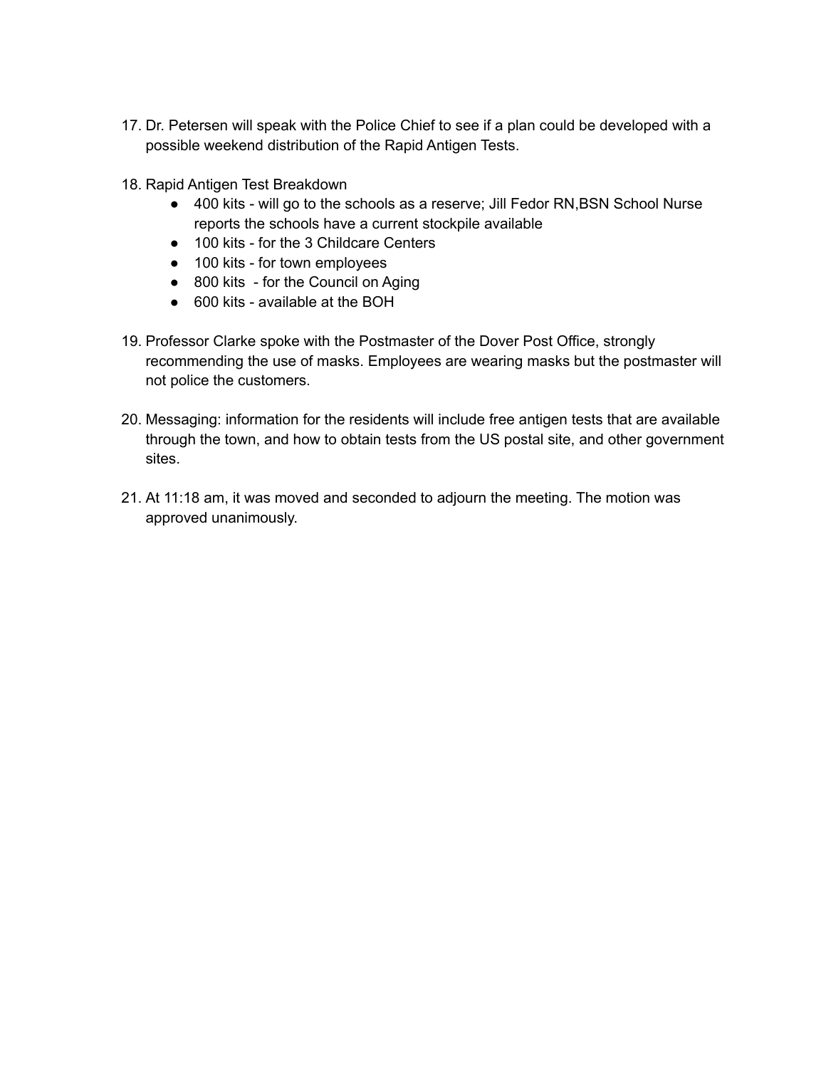17. Dr. Petersen will speak with the Police Chief to see if a plan could be developed with a possible weekend distribution of the Rapid Antigen Tests.

18. Rapid Antigen Test Breakdown
    - 400 kits - will go to the schools as a reserve; Jill Fedor RN,BSN School Nurse reports the schools have a current stockpile available
    - 100 kits - for the 3 Childcare Centers
    - 100 kits - for town employees
    - 800 kits - for the Council on Aging
    - 600 kits - available at the BOH

19. Professor Clarke spoke with the Postmaster of the Dover Post Office, strongly recommending the use of masks. Employees are wearing masks but the postmaster will not police the customers.

20. Messaging: information for the residents will include free antigen tests that are available through the town, and how to obtain tests from the US postal site, and other government sites.

21. At 11:18 am, it was moved and seconded to adjourn the meeting. The motion was approved unanimously.